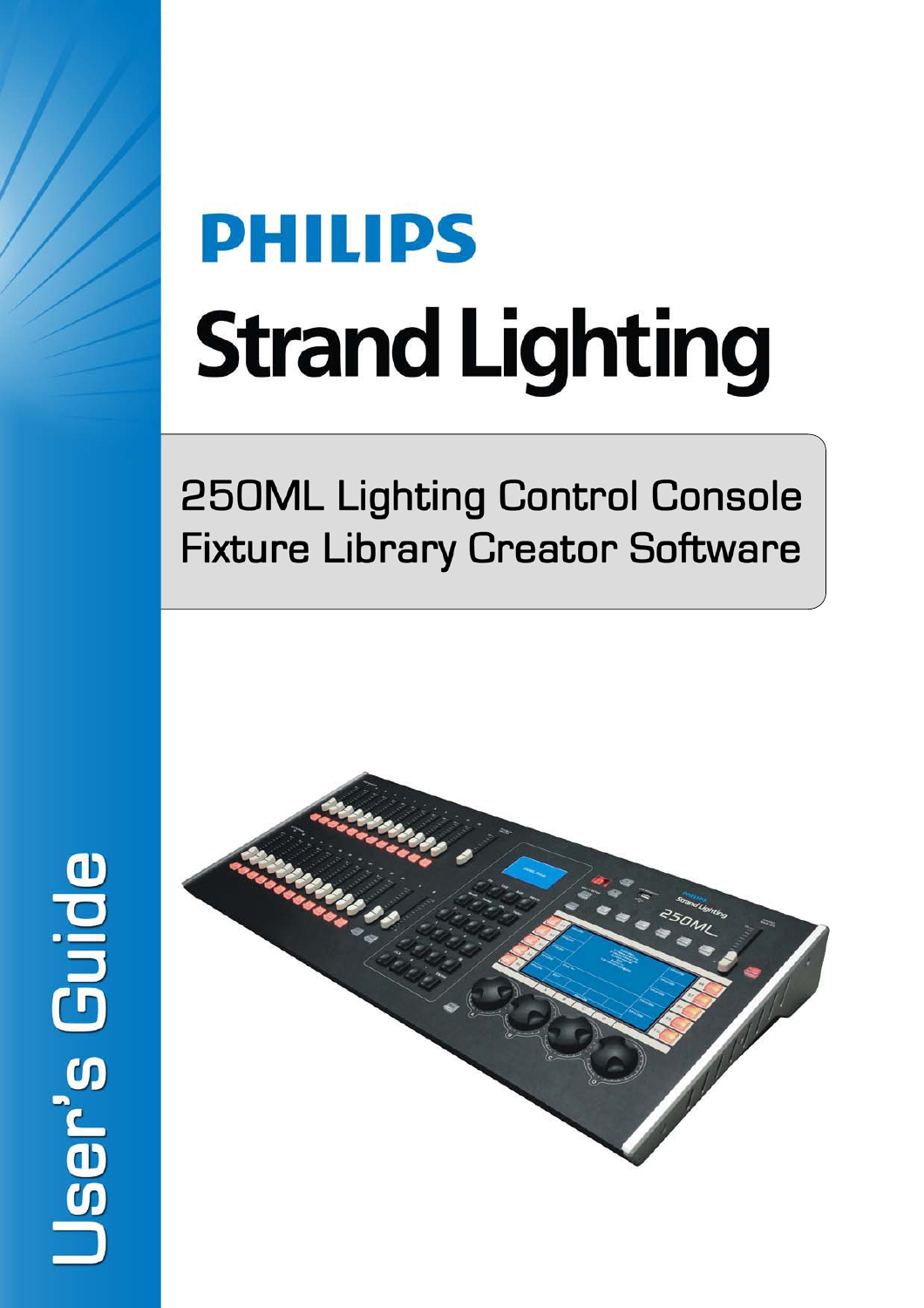# PHILIPS

# Strand Lighting

## 250ML Lighting Control Console
## Fixture Library Creator Software

User's Guide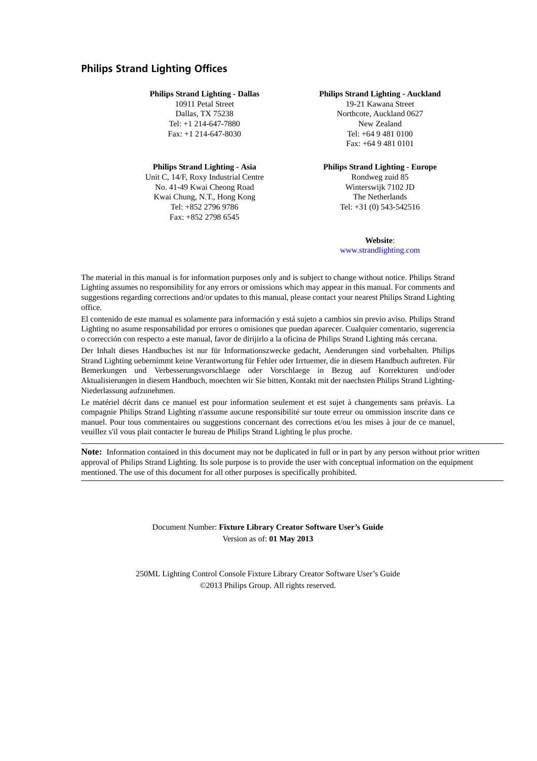## Philips Strand Lighting Offices

**Philips Strand Lighting - Dallas**
10911 Petal Street
Dallas, TX 75238
Tel: +1 214-647-7880
Fax: +1 214-647-8030

**Philips Strand Lighting - Auckland**
19-21 Kawana Street
Northcote, Auckland 0627
New Zealand
Tel: +64 9 481 0100
Fax: +64 9 481 0101

**Philips Strand Lighting - Asia**
Unit C, 14/F, Roxy Industrial Centre
No. 41-49 Kwai Cheong Road
Kwai Chung, N.T., Hong Kong
Tel: +852 2796 9786
Fax: +852 2798 6545

**Philips Strand Lighting - Europe**
Rondweg zuid 85
Winterswijk 7102 JD
The Netherlands
Tel: +31 (0) 543-542516

**Website**:
www.strandlighting.com

The material in this manual is for information purposes only and is subject to change without notice. Philips Strand Lighting assumes no responsibility for any errors or omissions which may appear in this manual. For comments and suggestions regarding corrections and/or updates to this manual, please contact your nearest Philips Strand Lighting office.

El contenido de este manual es solamente para información y está sujeto a cambios sin previo aviso. Philips Strand Lighting no asume responsabilidad por errores o omisiones que puedan aparecer. Cualquier comentario, sugerencia o corrección con respecto a este manual, favor de dirijirlo a la oficina de Philips Strand Lighting más cercana.

Der Inhalt dieses Handbuches ist nur für Informationszwecke gedacht, Aenderungen sind vorbehalten. Philips Strand Lighting uebernimmt keine Verantwortung für Fehler oder Irrtuemer, die in diesem Handbuch auftreten. Für Bemerkungen und Verbesserungsvorschlaege oder Vorschlaege in Bezug auf Korrekturen und/oder Aktualisierungen in diesem Handbuch, moechten wir Sie bitten, Kontakt mit der naechsten Philips Strand Lighting-Niederlassung aufzunehmen.

Le matériel décrit dans ce manuel est pour information seulement et est sujet à changements sans préavis. La compagnie Philips Strand Lighting n'assume aucune responsibilité sur toute erreur ou ommission inscrite dans ce manuel. Pour tous commentaires ou suggestions concernant des corrections et/ou les mises à jour de ce manuel, veuillez s'il vous plait contacter le bureau de Philips Strand Lighting le plus proche.

---

**Note:** Information contained in this document may not be duplicated in full or in part by any person without prior written approval of Philips Strand Lighting. Its sole purpose is to provide the user with conceptual information on the equipment mentioned. The use of this document for all other purposes is specifically prohibited.

---

Document Number: **Fixture Library Creator Software User's Guide**
Version as of: **01 May 2013**

250ML Lighting Control Console Fixture Library Creator Software User's Guide
©2013 Philips Group. All rights reserved.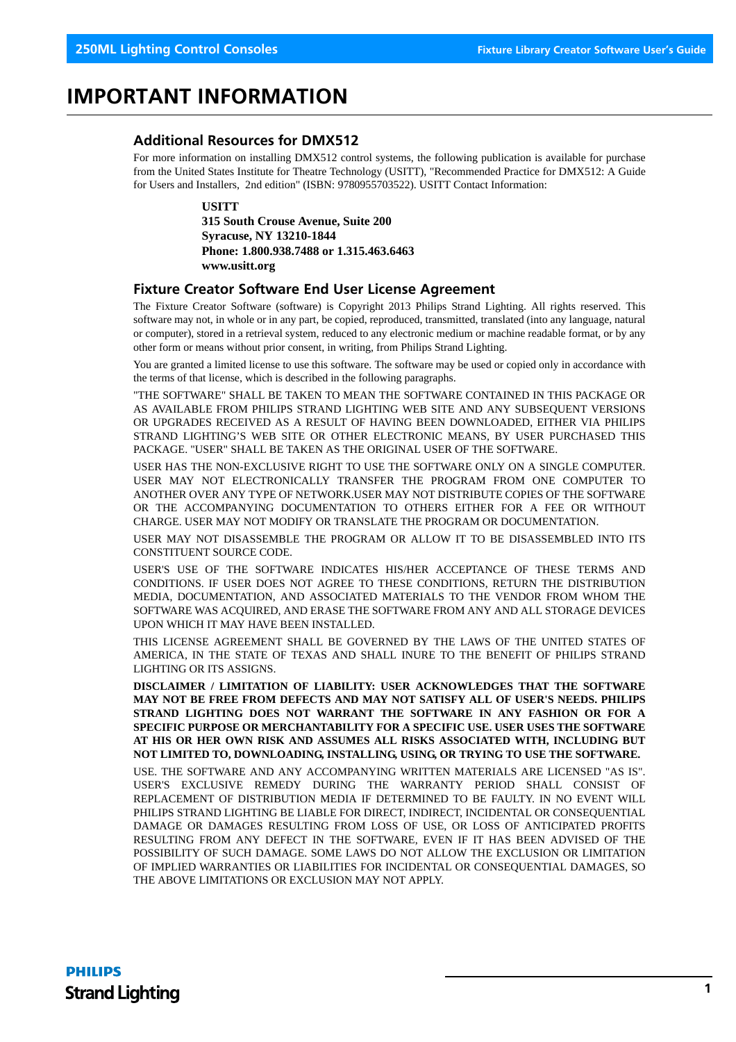# IMPORTANT INFORMATION

## Additional Resources for DMX512

For more information on installing DMX512 control systems, the following publication is available for purchase from the United States Institute for Theatre Technology (USITT), "Recommended Practice for DMX512: A Guide for Users and Installers, 2nd edition" (ISBN: 9780955703522). USITT Contact Information:

**USITT**
**315 South Crouse Avenue, Suite 200**
**Syracuse, NY 13210-1844**
**Phone: 1.800.938.7488 or 1.315.463.6463**
**www.usitt.org**

## Fixture Creator Software End User License Agreement

The Fixture Creator Software (software) is Copyright 2013 Philips Strand Lighting. All rights reserved. This software may not, in whole or in any part, be copied, reproduced, transmitted, translated (into any language, natural or computer), stored in a retrieval system, reduced to any electronic medium or machine readable format, or by any other form or means without prior consent, in writing, from Philips Strand Lighting.

You are granted a limited license to use this software. The software may be used or copied only in accordance with the terms of that license, which is described in the following paragraphs.

"THE SOFTWARE" SHALL BE TAKEN TO MEAN THE SOFTWARE CONTAINED IN THIS PACKAGE OR AS AVAILABLE FROM PHILIPS STRAND LIGHTING WEB SITE AND ANY SUBSEQUENT VERSIONS OR UPGRADES RECEIVED AS A RESULT OF HAVING BEEN DOWNLOADED, EITHER VIA PHILIPS STRAND LIGHTING'S WEB SITE OR OTHER ELECTRONIC MEANS, BY USER PURCHASED THIS PACKAGE. "USER" SHALL BE TAKEN AS THE ORIGINAL USER OF THE SOFTWARE.

USER HAS THE NON-EXCLUSIVE RIGHT TO USE THE SOFTWARE ONLY ON A SINGLE COMPUTER. USER MAY NOT ELECTRONICALLY TRANSFER THE PROGRAM FROM ONE COMPUTER TO ANOTHER OVER ANY TYPE OF NETWORK.USER MAY NOT DISTRIBUTE COPIES OF THE SOFTWARE OR THE ACCOMPANYING DOCUMENTATION TO OTHERS EITHER FOR A FEE OR WITHOUT CHARGE. USER MAY NOT MODIFY OR TRANSLATE THE PROGRAM OR DOCUMENTATION.

USER MAY NOT DISASSEMBLE THE PROGRAM OR ALLOW IT TO BE DISASSEMBLED INTO ITS CONSTITUENT SOURCE CODE.

USER'S USE OF THE SOFTWARE INDICATES HIS/HER ACCEPTANCE OF THESE TERMS AND CONDITIONS. IF USER DOES NOT AGREE TO THESE CONDITIONS, RETURN THE DISTRIBUTION MEDIA, DOCUMENTATION, AND ASSOCIATED MATERIALS TO THE VENDOR FROM WHOM THE SOFTWARE WAS ACQUIRED, AND ERASE THE SOFTWARE FROM ANY AND ALL STORAGE DEVICES UPON WHICH IT MAY HAVE BEEN INSTALLED.

THIS LICENSE AGREEMENT SHALL BE GOVERNED BY THE LAWS OF THE UNITED STATES OF AMERICA, IN THE STATE OF TEXAS AND SHALL INURE TO THE BENEFIT OF PHILIPS STRAND LIGHTING OR ITS ASSIGNS.

**DISCLAIMER / LIMITATION OF LIABILITY: USER ACKNOWLEDGES THAT THE SOFTWARE MAY NOT BE FREE FROM DEFECTS AND MAY NOT SATISFY ALL OF USER'S NEEDS. PHILIPS STRAND LIGHTING DOES NOT WARRANT THE SOFTWARE IN ANY FASHION OR FOR A SPECIFIC PURPOSE OR MERCHANTABILITY FOR A SPECIFIC USE. USER USES THE SOFTWARE AT HIS OR HER OWN RISK AND ASSUMES ALL RISKS ASSOCIATED WITH, INCLUDING BUT NOT LIMITED TO, DOWNLOADING, INSTALLING, USING, OR TRYING TO USE THE SOFTWARE.**

USE. THE SOFTWARE AND ANY ACCOMPANYING WRITTEN MATERIALS ARE LICENSED "AS IS". USER'S EXCLUSIVE REMEDY DURING THE WARRANTY PERIOD SHALL CONSIST OF REPLACEMENT OF DISTRIBUTION MEDIA IF DETERMINED TO BE FAULTY. IN NO EVENT WILL PHILIPS STRAND LIGHTING BE LIABLE FOR DIRECT, INDIRECT, INCIDENTAL OR CONSEQUENTIAL DAMAGE OR DAMAGES RESULTING FROM LOSS OF USE, OR LOSS OF ANTICIPATED PROFITS RESULTING FROM ANY DEFECT IN THE SOFTWARE, EVEN IF IT HAS BEEN ADVISED OF THE POSSIBILITY OF SUCH DAMAGE. SOME LAWS DO NOT ALLOW THE EXCLUSION OR LIMITATION OF IMPLIED WARRANTIES OR LIABILITIES FOR INCIDENTAL OR CONSEQUENTIAL DAMAGES, SO THE ABOVE LIMITATIONS OR EXCLUSION MAY NOT APPLY.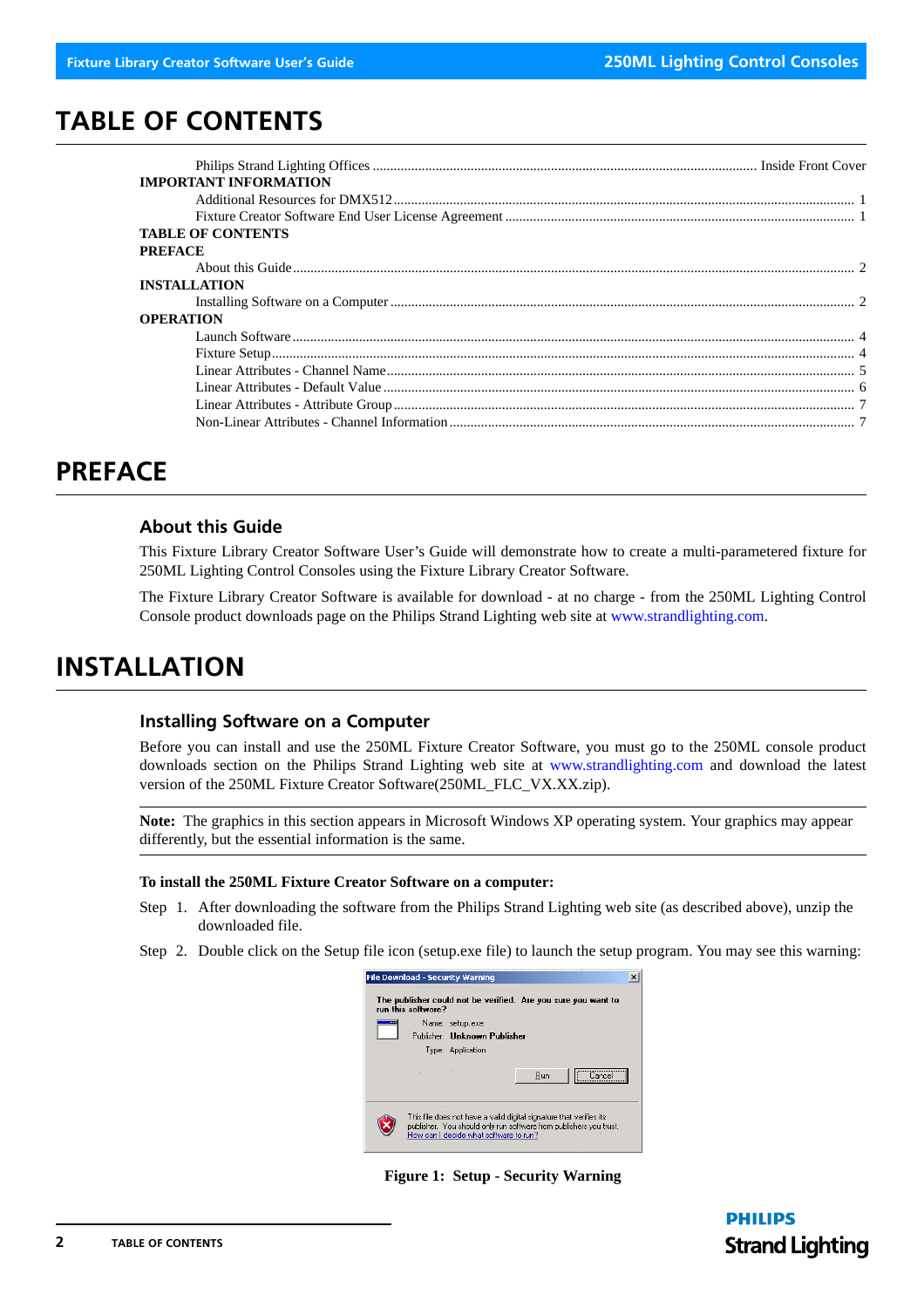# TABLE OF CONTENTS

Philips Strand Lighting Offices ........................................................ Inside Front Cover

**IMPORTANT INFORMATION**

Additional Resources for DMX512 ........................................................ 1

Fixture Creator Software End User License Agreement ........................................................ 1

**TABLE OF CONTENTS**

**PREFACE**

About this Guide ........................................................ 2

**INSTALLATION**

Installing Software on a Computer ........................................................ 2

**OPERATION**

Launch Software ........................................................ 4

Fixture Setup ........................................................ 4

Linear Attributes - Channel Name ........................................................ 5

Linear Attributes - Default Value ........................................................ 6

Linear Attributes - Attribute Group ........................................................ 7

Non-Linear Attributes - Channel Information ........................................................ 7

# PREFACE

## About this Guide

This Fixture Library Creator Software User's Guide will demonstrate how to create a multi-parametered fixture for 250ML Lighting Control Consoles using the Fixture Library Creator Software.

The Fixture Library Creator Software is available for download - at no charge - from the 250ML Lighting Control Console product downloads page on the Philips Strand Lighting web site at www.strandlighting.com.

# INSTALLATION

## Installing Software on a Computer

Before you can install and use the 250ML Fixture Creator Software, you must go to the 250ML console product downloads section on the Philips Strand Lighting web site at www.strandlighting.com and download the latest version of the 250ML Fixture Creator Software(250ML_FLC_VX.XX.zip).

**Note:** The graphics in this section appears in Microsoft Windows XP operating system. Your graphics may appear differently, but the essential information is the same.

**To install the 250ML Fixture Creator Software on a computer:**

Step 1. After downloading the software from the Philips Strand Lighting web site (as described above), unzip the downloaded file.

Step 2. Double click on the Setup file icon (setup.exe file) to launch the setup program. You may see this warning:

**Figure 1: Setup - Security Warning**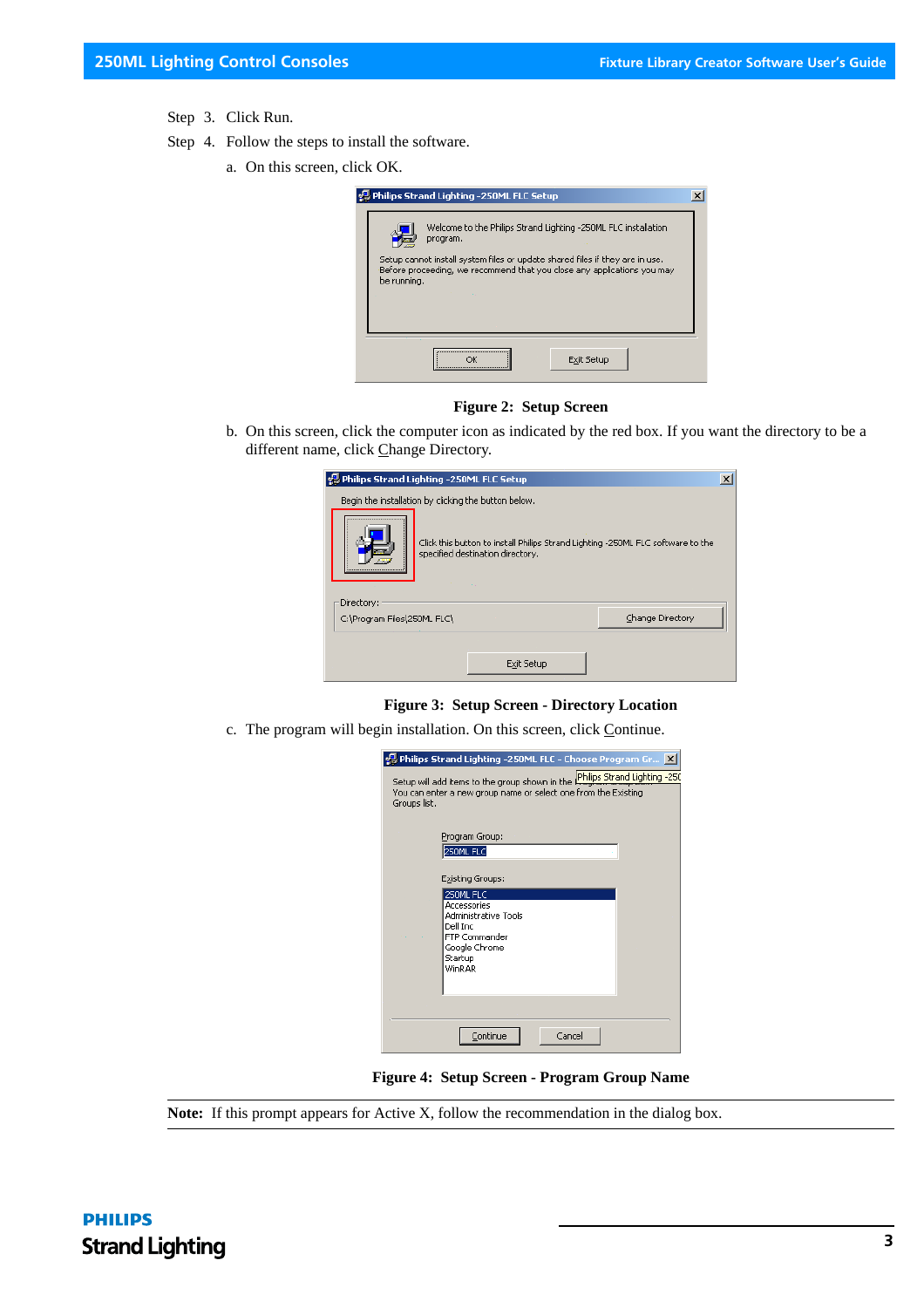Step 3. Click Run.

Step 4. Follow the steps to install the software.

a. On this screen, click OK.

**Figure 2: Setup Screen**

b. On this screen, click the computer icon as indicated by the red box. If you want the directory to be a different name, click Change Directory.

**Figure 3: Setup Screen - Directory Location**

c. The program will begin installation. On this screen, click Continue.

**Figure 4: Setup Screen - Program Group Name**

**Note:** If this prompt appears for Active X, follow the recommendation in the dialog box.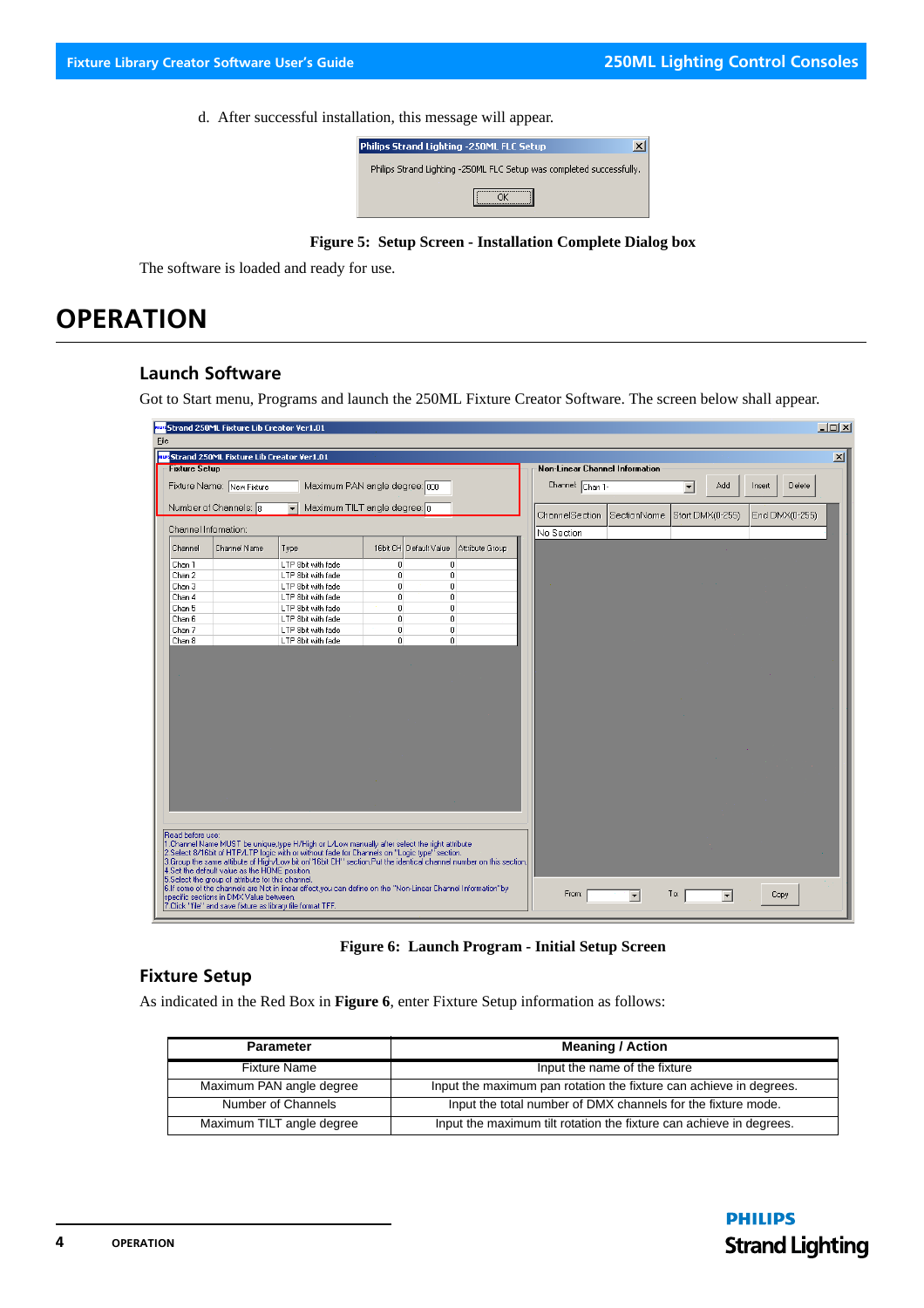d. After successful installation, this message will appear.

**Figure 5: Setup Screen - Installation Complete Dialog box**

The software is loaded and ready for use.

# OPERATION

## Launch Software

Got to Start menu, Programs and launch the 250ML Fixture Creator Software. The screen below shall appear.

**Figure 6: Launch Program - Initial Setup Screen**

## Fixture Setup

As indicated in the Red Box in **Figure 6**, enter Fixture Setup information as follows:

| Parameter | Meaning / Action |
|---|---|
| Fixture Name | Input the name of the fixture |
| Maximum PAN angle degree | Input the maximum pan rotation the fixture can achieve in degrees. |
| Number of Channels | Input the total number of DMX channels for the fixture mode. |
| Maximum TILT angle degree | Input the maximum tilt rotation the fixture can achieve in degrees. |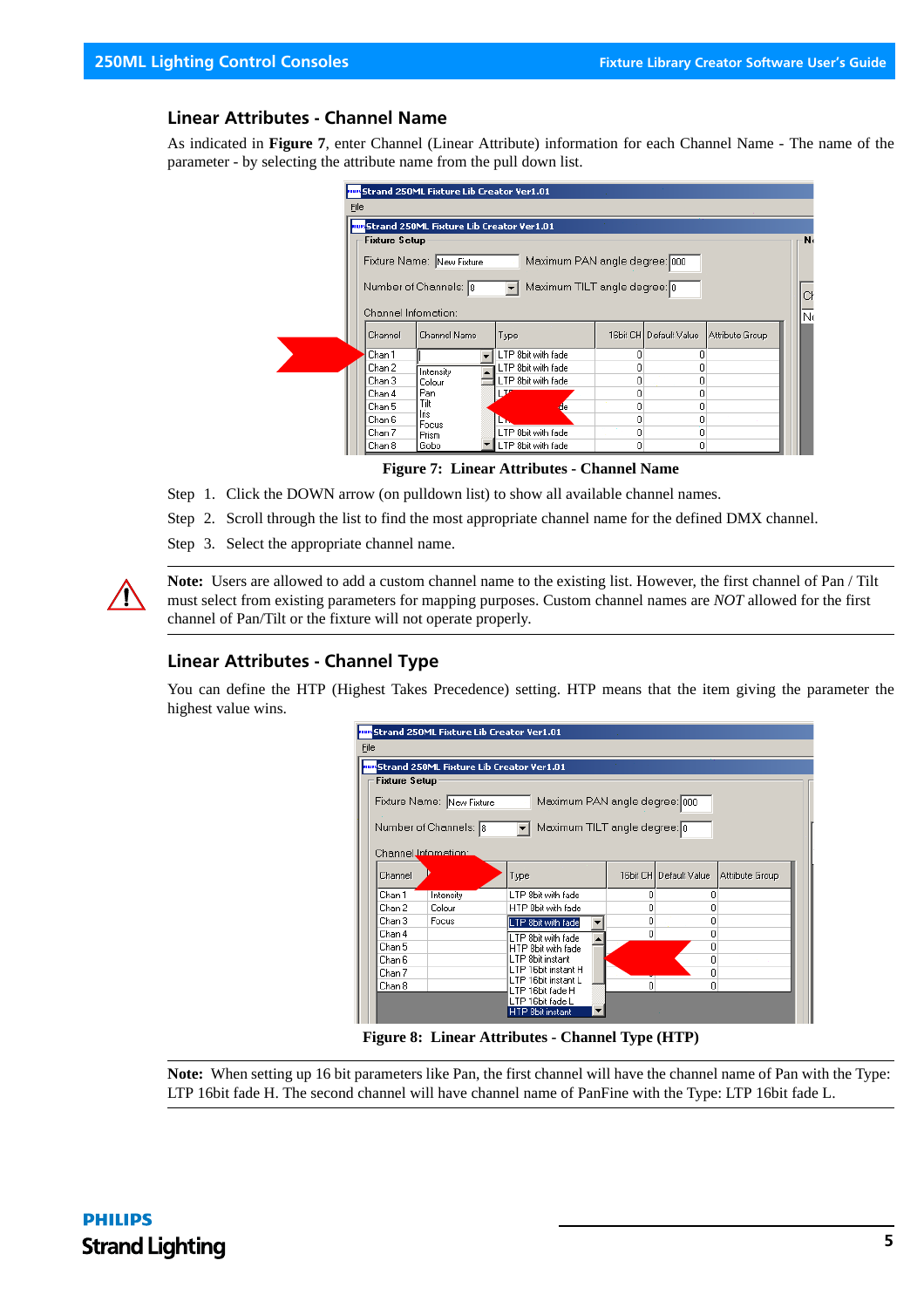## Linear Attributes - Channel Name

As indicated in **Figure 7**, enter Channel (Linear Attribute) information for each Channel Name - The name of the parameter - by selecting the attribute name from the pull down list.

**Figure 7: Linear Attributes - Channel Name**

Step 1. Click the DOWN arrow (on pulldown list) to show all available channel names.

Step 2. Scroll through the list to find the most appropriate channel name for the defined DMX channel.

Step 3. Select the appropriate channel name.

**Note:** Users are allowed to add a custom channel name to the existing list. However, the first channel of Pan / Tilt must select from existing parameters for mapping purposes. Custom channel names are *NOT* allowed for the first channel of Pan/Tilt or the fixture will not operate properly.

## Linear Attributes - Channel Type

You can define the HTP (Highest Takes Precedence) setting. HTP means that the item giving the parameter the highest value wins.

**Figure 8: Linear Attributes - Channel Type (HTP)**

**Note:** When setting up 16 bit parameters like Pan, the first channel will have the channel name of Pan with the Type: LTP 16bit fade H. The second channel will have channel name of PanFine with the Type: LTP 16bit fade L.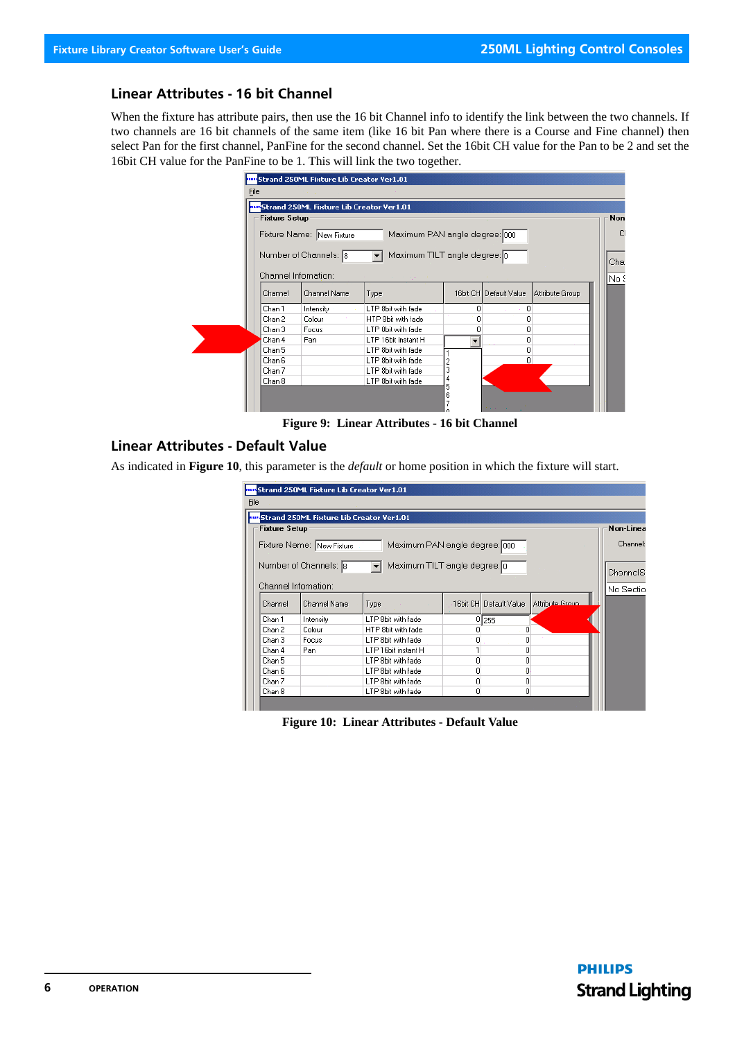## Linear Attributes - 16 bit Channel

When the fixture has attribute pairs, then use the 16 bit Channel info to identify the link between the two channels. If two channels are 16 bit channels of the same item (like 16 bit Pan where there is a Course and Fine channel) then select Pan for the first channel, PanFine for the second channel. Set the 16bit CH value for the Pan to be 2 and set the 16bit CH value for the PanFine to be 1. This will link the two together.

**Figure 9: Linear Attributes - 16 bit Channel**

## Linear Attributes - Default Value

As indicated in **Figure 10**, this parameter is the *default* or home position in which the fixture will start.

**Figure 10: Linear Attributes - Default Value**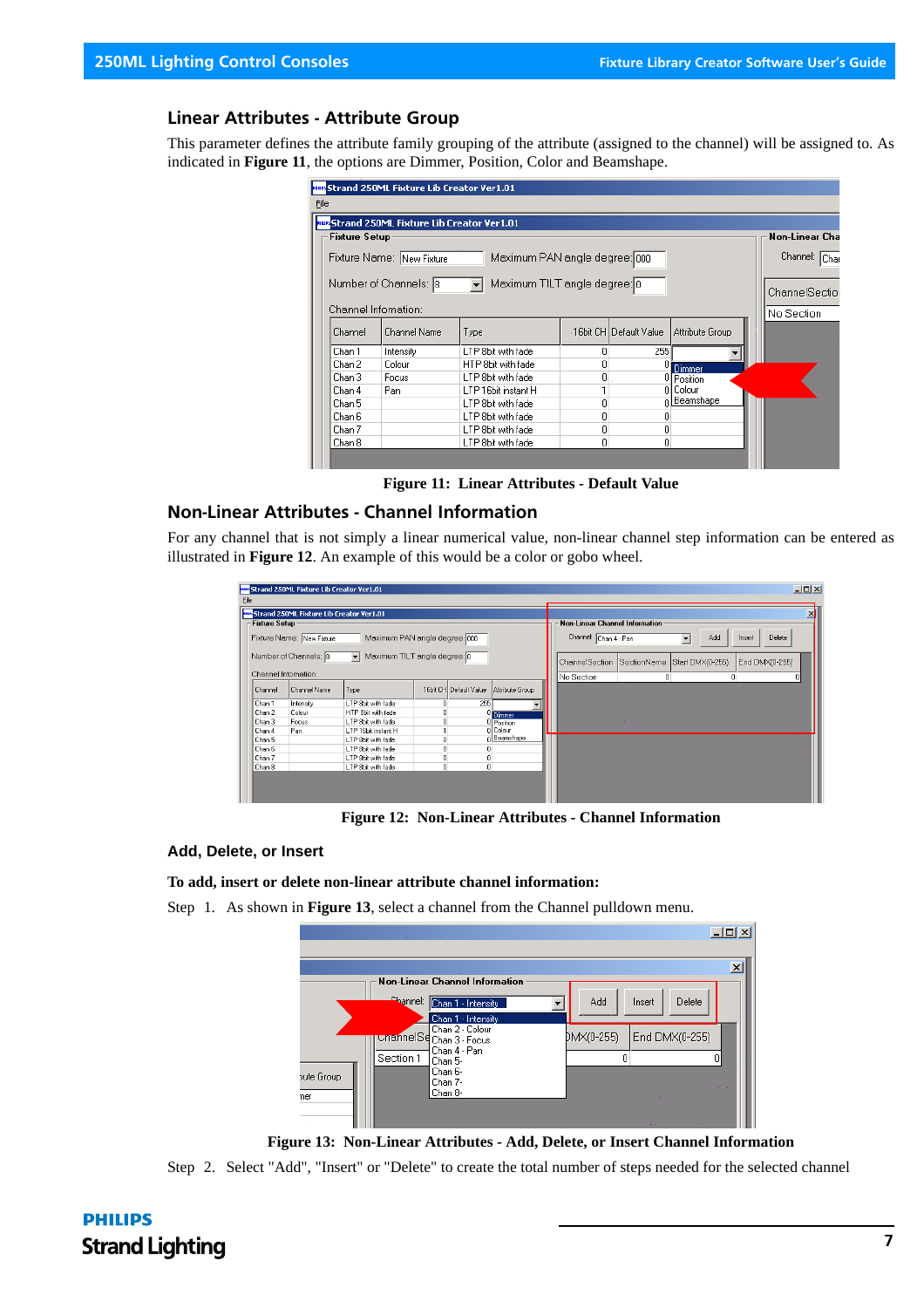## Linear Attributes - Attribute Group

This parameter defines the attribute family grouping of the attribute (assigned to the channel) will be assigned to. As indicated in **Figure 11**, the options are Dimmer, Position, Color and Beamshape.

**Figure 11: Linear Attributes - Default Value**

## Non-Linear Attributes - Channel Information

For any channel that is not simply a linear numerical value, non-linear channel step information can be entered as illustrated in **Figure 12**. An example of this would be a color or gobo wheel.

**Figure 12: Non-Linear Attributes - Channel Information**

### Add, Delete, or Insert

**To add, insert or delete non-linear attribute channel information:**

Step 1. As shown in **Figure 13**, select a channel from the Channel pulldown menu.

**Figure 13: Non-Linear Attributes - Add, Delete, or Insert Channel Information**

Step 2. Select "Add", "Insert" or "Delete" to create the total number of steps needed for the selected channel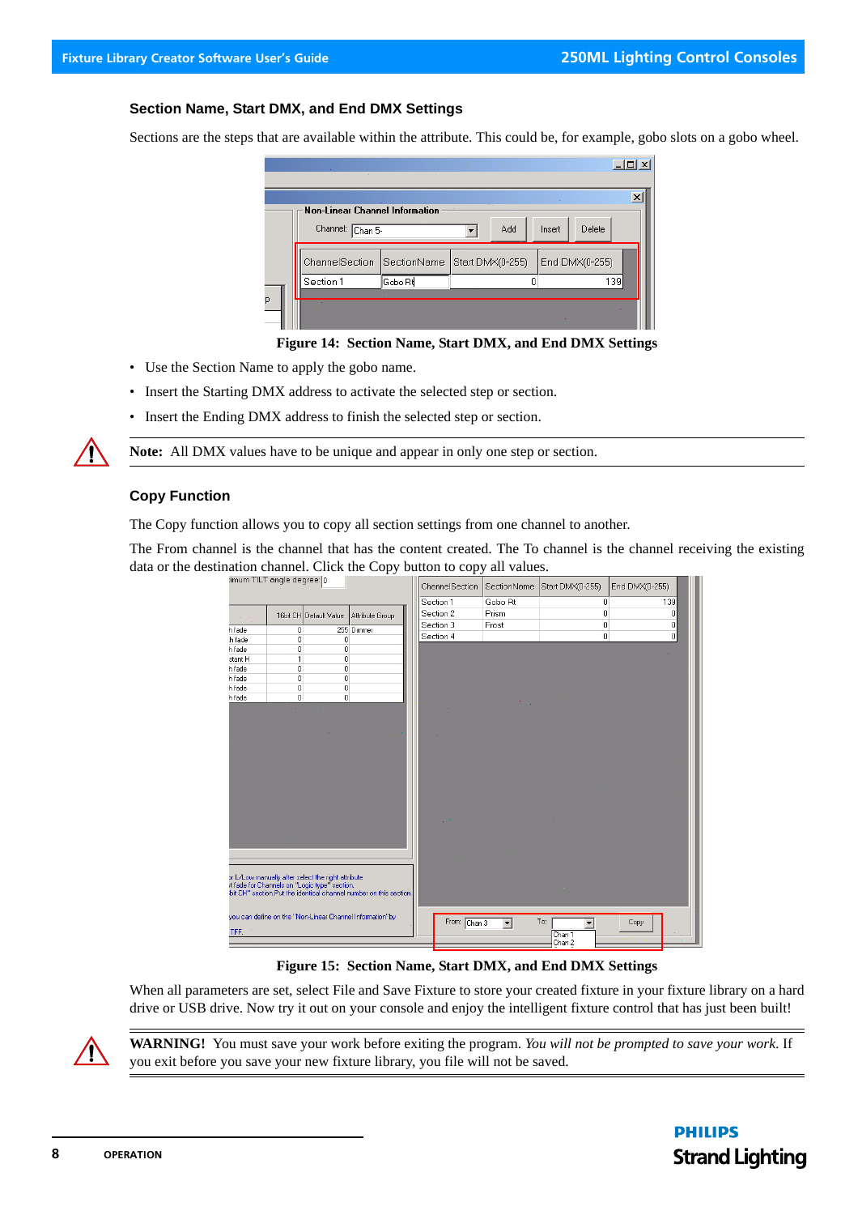### Section Name, Start DMX, and End DMX Settings

Sections are the steps that are available within the attribute. This could be, for example, gobo slots on a gobo wheel.

Figure 14: Section Name, Start DMX, and End DMX Settings

- Use the Section Name to apply the gobo name.
- Insert the Starting DMX address to activate the selected step or section.
- Insert the Ending DMX address to finish the selected step or section.

**Note:** All DMX values have to be unique and appear in only one step or section.

### Copy Function

The Copy function allows you to copy all section settings from one channel to another.

The From channel is the channel that has the content created. The To channel is the channel receiving the existing data or the destination channel. Click the Copy button to copy all values.

Figure 15: Section Name, Start DMX, and End DMX Settings

When all parameters are set, select File and Save Fixture to store your created fixture in your fixture library on a hard drive or USB drive. Now try it out on your console and enjoy the intelligent fixture control that has just been built!

**WARNING!** You must save your work before exiting the program. *You will not be prompted to save your work.* If you exit before you save your new fixture library, you file will not be saved.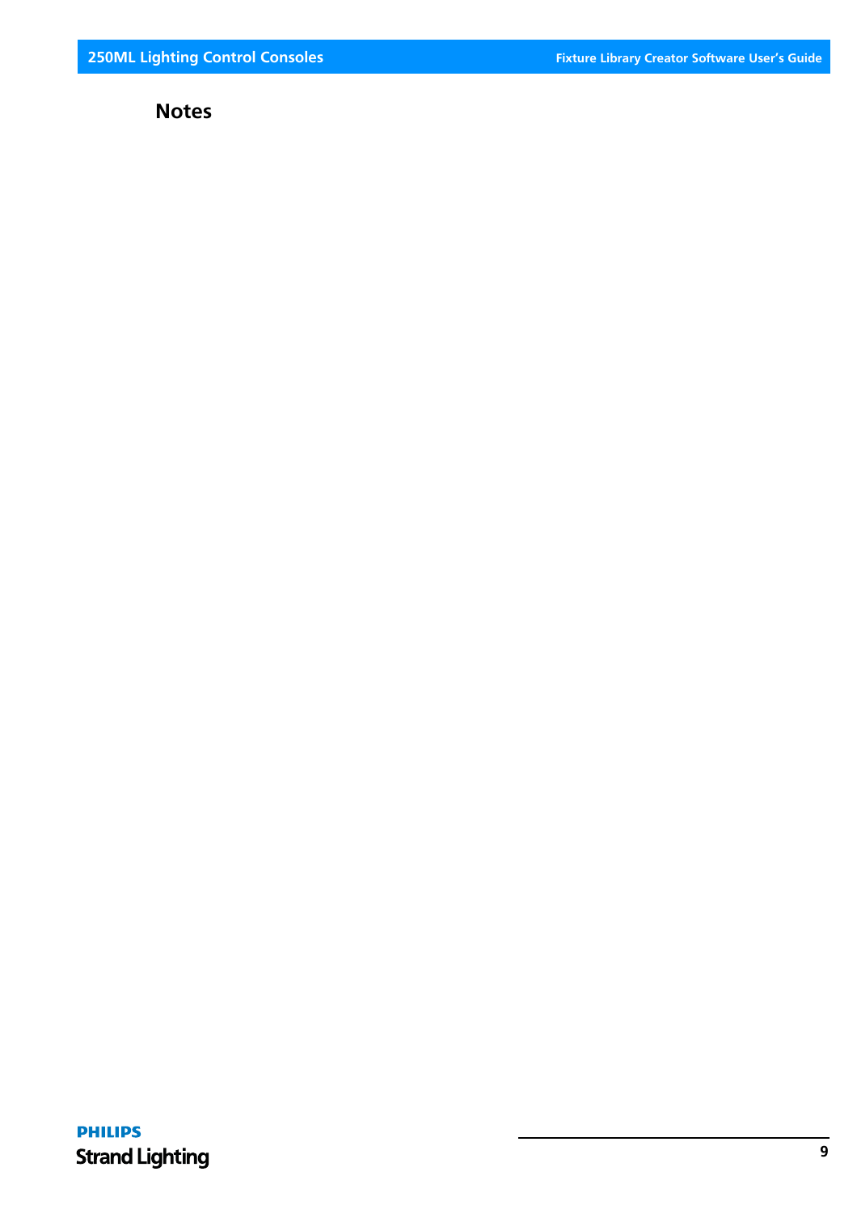## Notes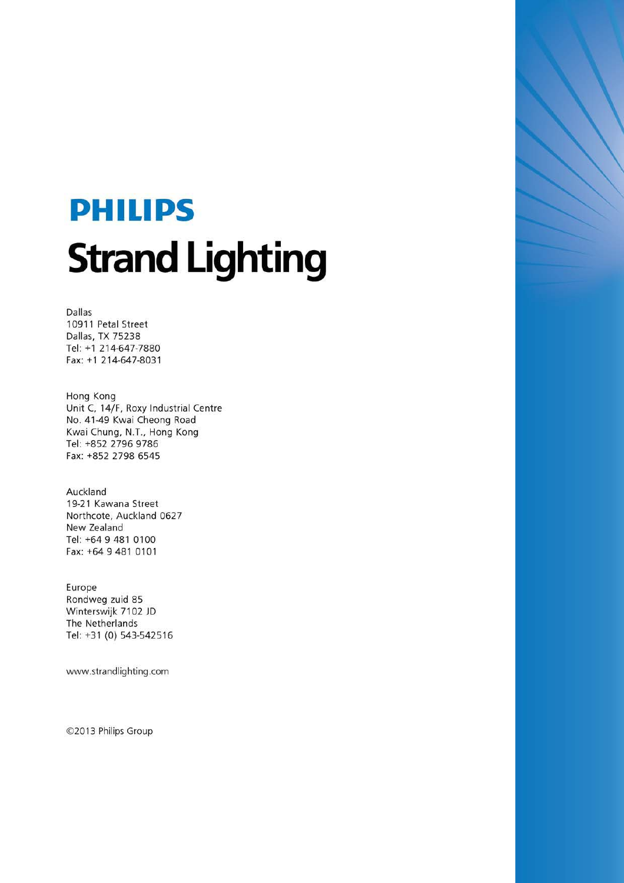# PHILIPS

# Strand Lighting

Dallas
10911 Petal Street
Dallas, TX 75238
Tel: +1 214-647-7880
Fax: +1 214-647-8031

Hong Kong
Unit C, 14/F, Roxy Industrial Centre
No. 41-49 Kwai Cheong Road
Kwai Chung, N.T., Hong Kong
Tel: +852 2796 9786
Fax: +852 2798 6545

Auckland
19-21 Kawana Street
Northcote, Auckland 0627
New Zealand
Tel: +64 9 481 0100
Fax: +64 9 481 0101

Europe
Rondweg zuid 85
Winterswijk 7102 JD
The Netherlands
Tel: +31 (0) 543-542516

www.strandlighting.com

©2013 Philips Group